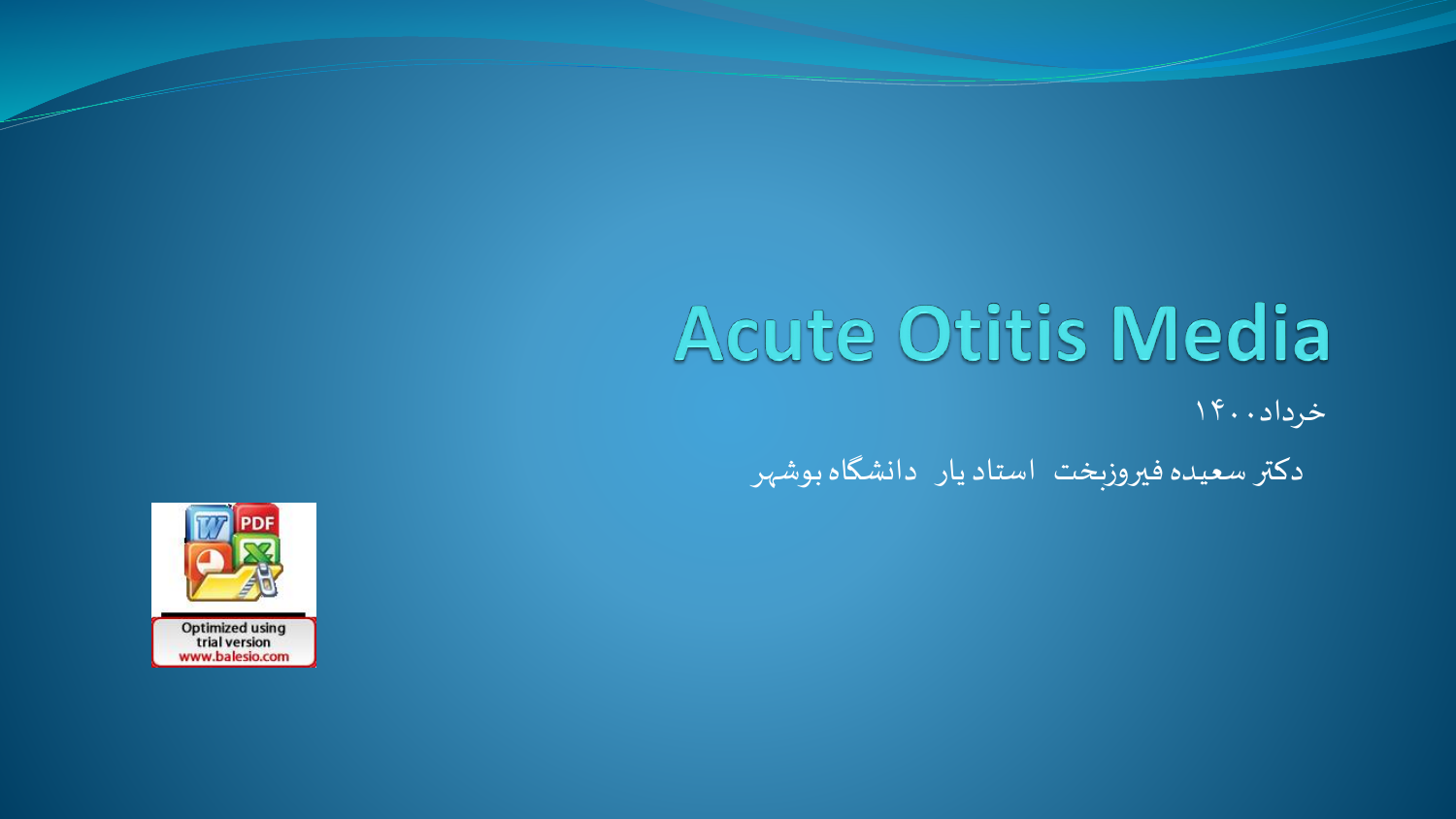# Acute Otitis Media

خرداد ۱۴۰۰

دکتر سعیده فیروزبخت استادیار دانشگاه بوشهر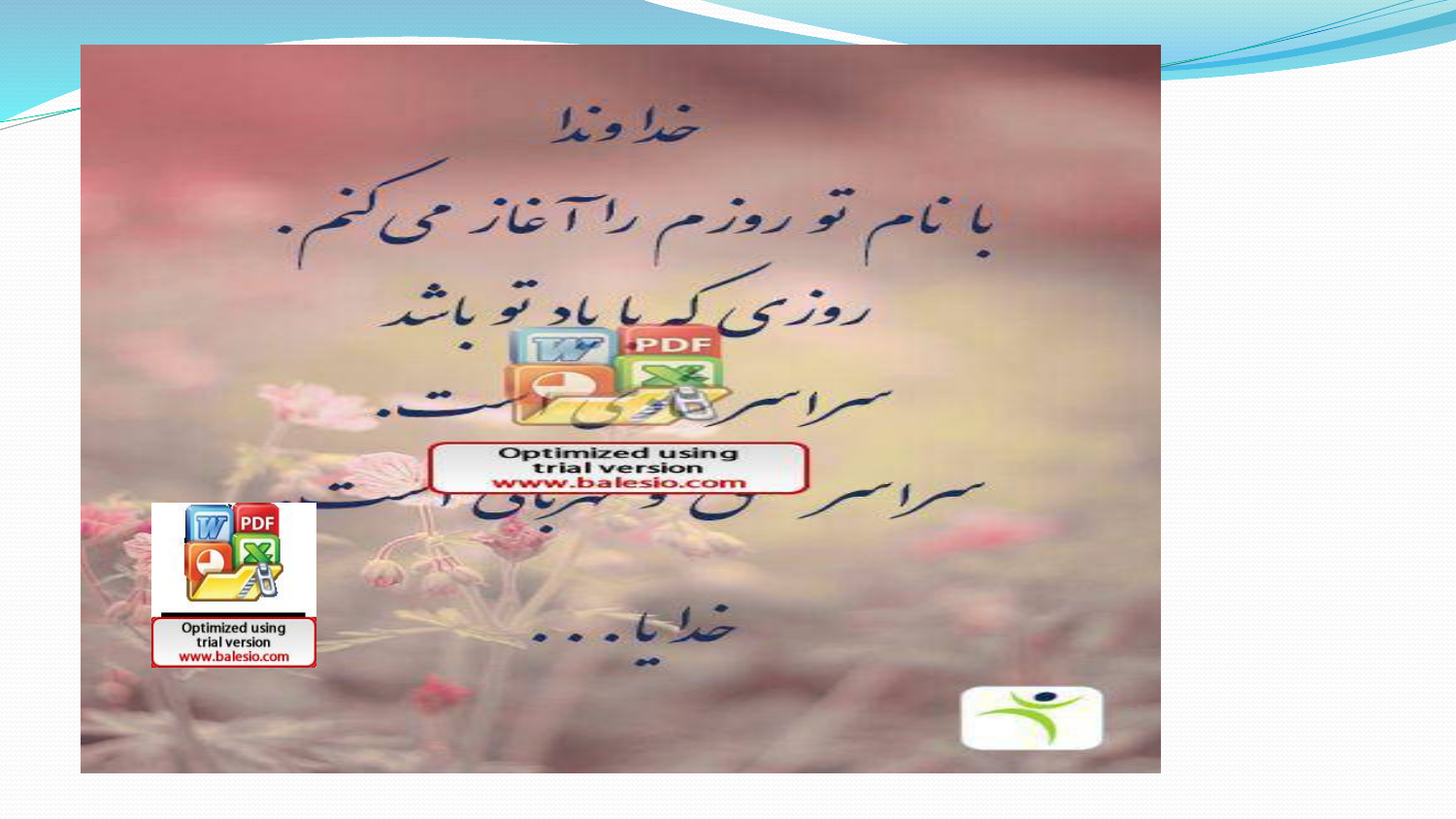خداوندا

با نام تو روزم را آغاز می کنم.

روزی که با یاد تو باشد

سراسر ... است.

سراسر ... و مهربانی است

خدایا...

Optimized using trial version www.balesio.com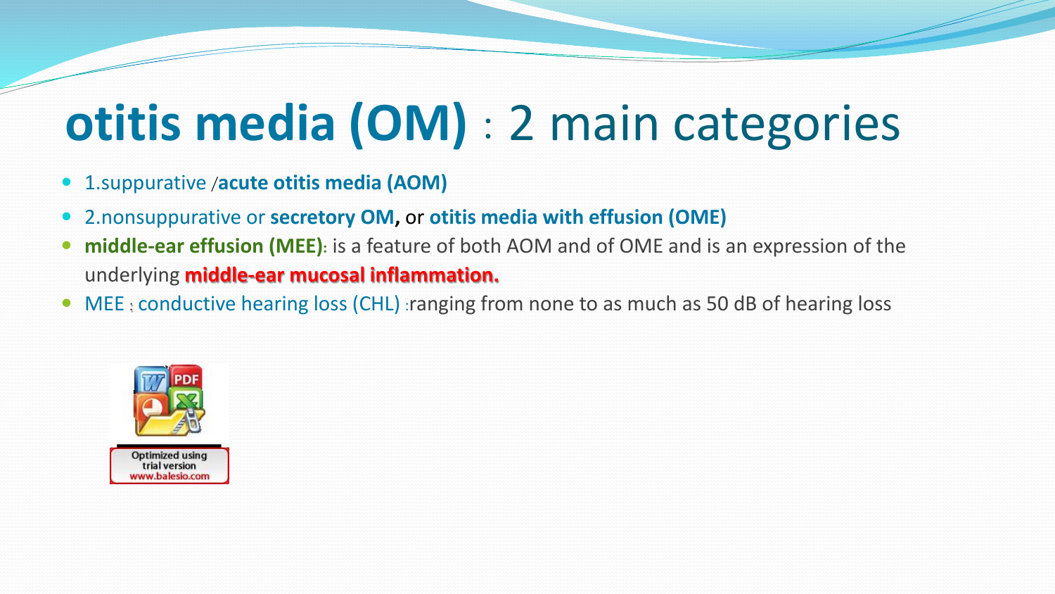# **otitis media (OM)** : 2 main categories

- 1.suppurative /**acute otitis media (AOM)**
- 2.nonsuppurative or **secretory OM**, or **otitis media with effusion (OME)**
- **middle-ear effusion (MEE)**: is a feature of both AOM and of OME and is an expression of the underlying **middle-ear mucosal inflammation.**
- MEE : conductive hearing loss (CHL) :ranging from none to as much as 50 dB of hearing loss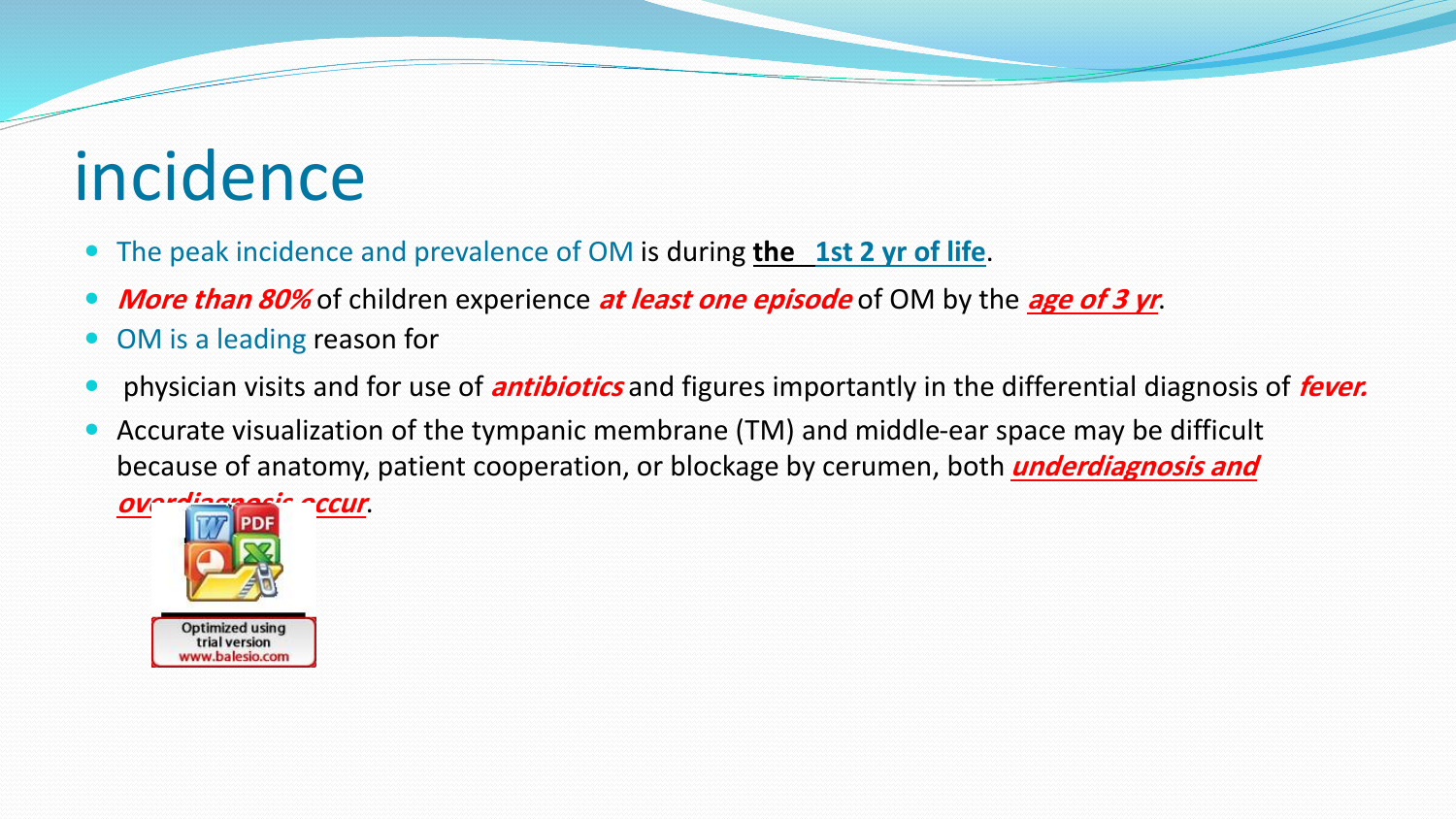# incidence

- The peak incidence and prevalence of OM is during **the 1st 2 yr of life**.
- ***More than 80%*** of children experience ***at least one episode*** of OM by the ***age of 3 yr***.
- OM is a leading reason for
- physician visits and for use of ***antibiotics*** and figures importantly in the differential diagnosis of ***fever.***
- Accurate visualization of the tympanic membrane (TM) and middle-ear space may be difficult because of anatomy, patient cooperation, or blockage by cerumen, both ***underdiagnosis and overdiagnosis occur***.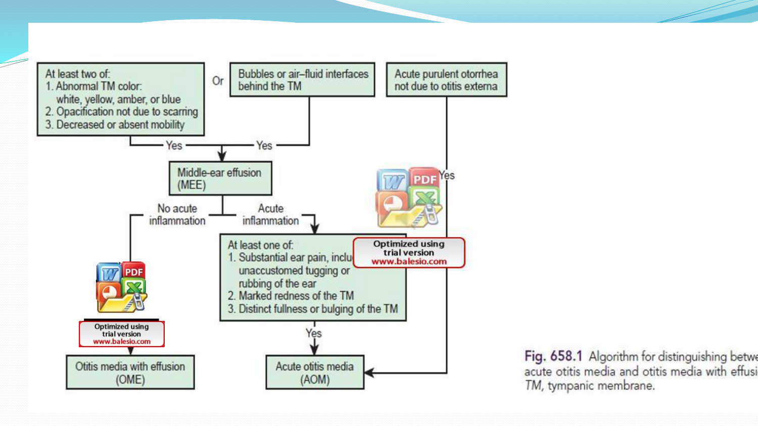At least two of:
1. Abnormal TM color: white, yellow, amber, or blue
2. Opacification not due to scarring
3. Decreased or absent mobility

Or

Bubbles or air–fluid interfaces behind the TM

Acute purulent otorrhea not due to otitis externa

Yes — Yes

Middle-ear effusion (MEE)

No acute inflammation — Acute inflammation

At least one of:
1. Substantial ear pain, inclu[ding] unaccustomed tugging or rubbing of the ear
2. Marked redness of the TM
3. Distinct fullness or bulging of the TM

Yes

Otitis media with effusion (OME)

Acute otitis media (AOM)

Optimized using trial version www.balesio.com

Fig. 658.1 Algorithm for distinguishing betwe[en] acute otitis media and otitis media with effusi[on]. *TM*, tympanic membrane.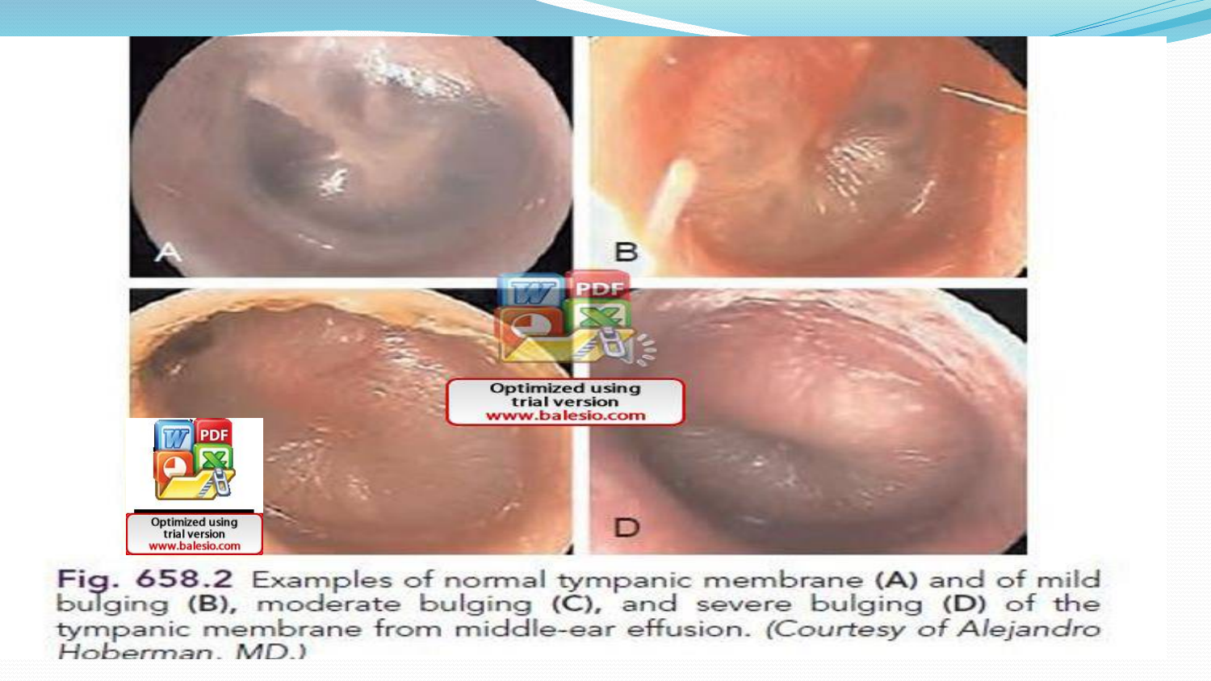**Fig. 658.2** Examples of normal tympanic membrane **(A)** and of mild bulging **(B)**, moderate bulging **(C)**, and severe bulging **(D)** of the tympanic membrane from middle-ear effusion. *(Courtesy of Alejandro Hoberman, MD.)*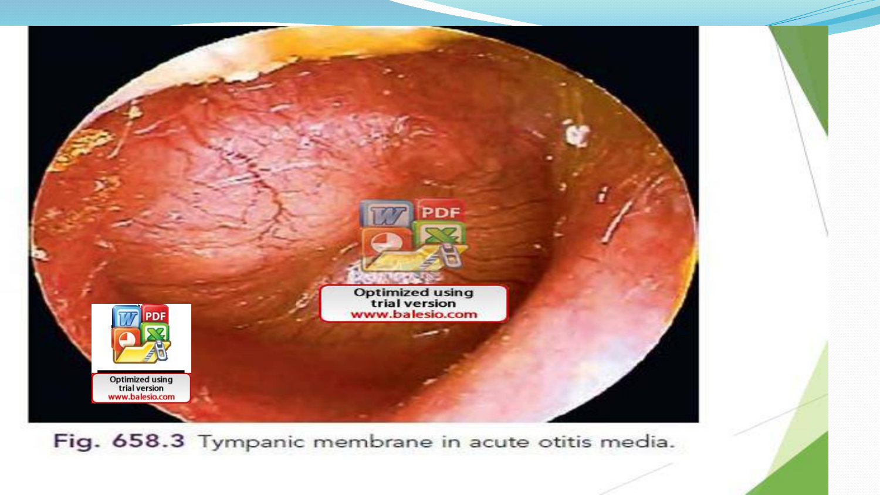Fig. 658.3 Tympanic membrane in acute otitis media.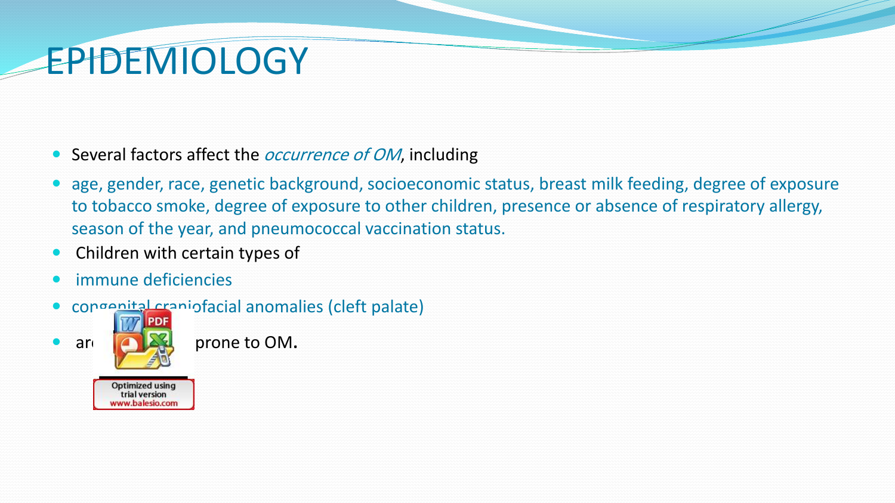# EPIDEMIOLOGY

- Several factors affect the *occurrence of OM*, including
- age, gender, race, genetic background, socioeconomic status, breast milk feeding, degree of exposure to tobacco smoke, degree of exposure to other children, presence or absence of respiratory allergy, season of the year, and pneumococcal vaccination status.
- Children with certain types of
- immune deficiencies
- congenital craniofacial anomalies (cleft palate)
- ar prone to OM.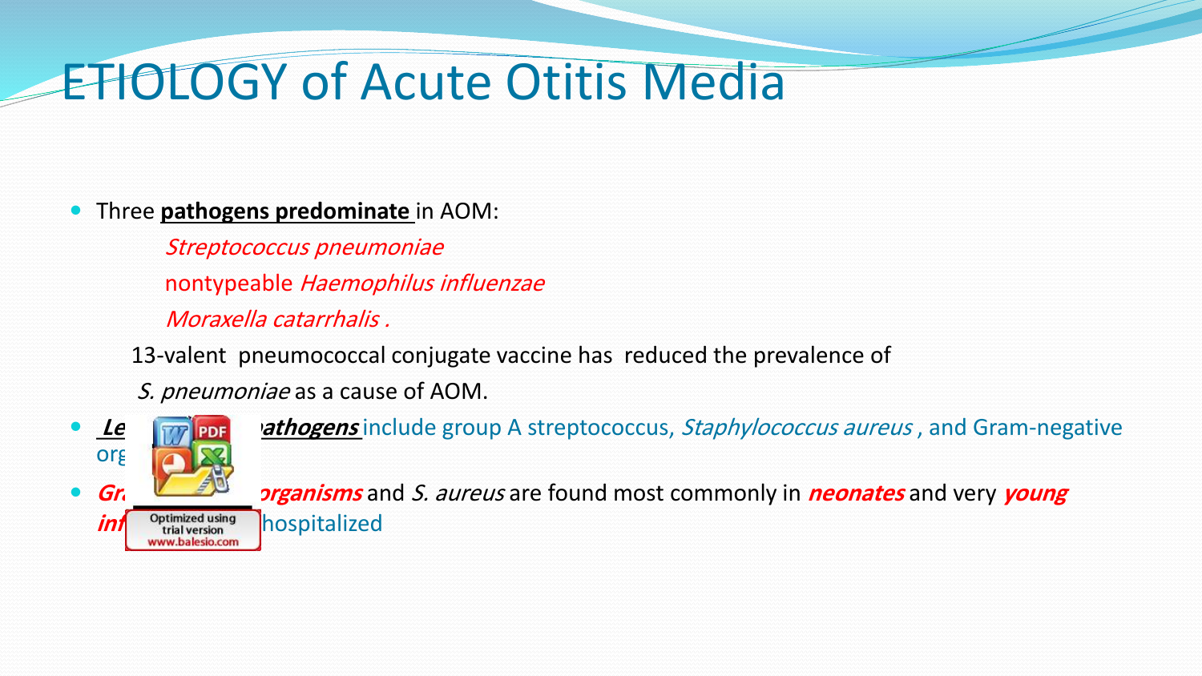# ETIOLOGY of Acute Otitis Media

- Three **pathogens predominate** in AOM:

  *Streptococcus pneumoniae*

  nontypeable *Haemophilus influenzae*

  *Moraxella catarrhalis* .

  13-valent pneumococcal conjugate vaccine has reduced the prevalence of *S. pneumoniae* as a cause of AOM.

- ***Le*** ***athogens*** include group A streptococcus, *Staphylococcus aureus* , and Gram-negative org

- ***Gr*** ***organisms*** and *S. aureus* are found most commonly in ***neonates*** and very ***young inf*** hospitalized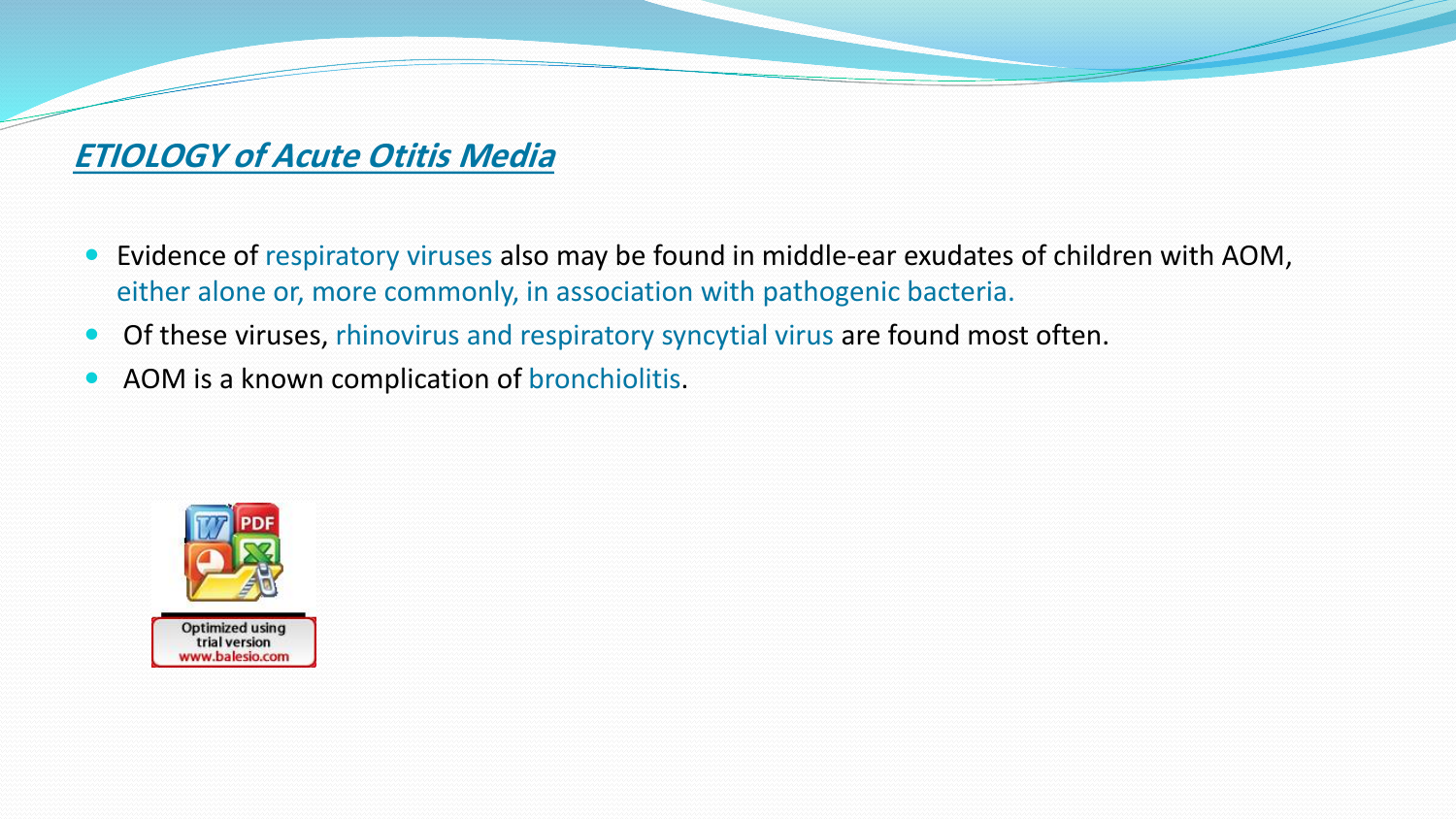## ***ETIOLOGY of Acute Otitis Media***

- Evidence of respiratory viruses also may be found in middle-ear exudates of children with AOM, either alone or, more commonly, in association with pathogenic bacteria.
- Of these viruses, rhinovirus and respiratory syncytial virus are found most often.
- AOM is a known complication of bronchiolitis.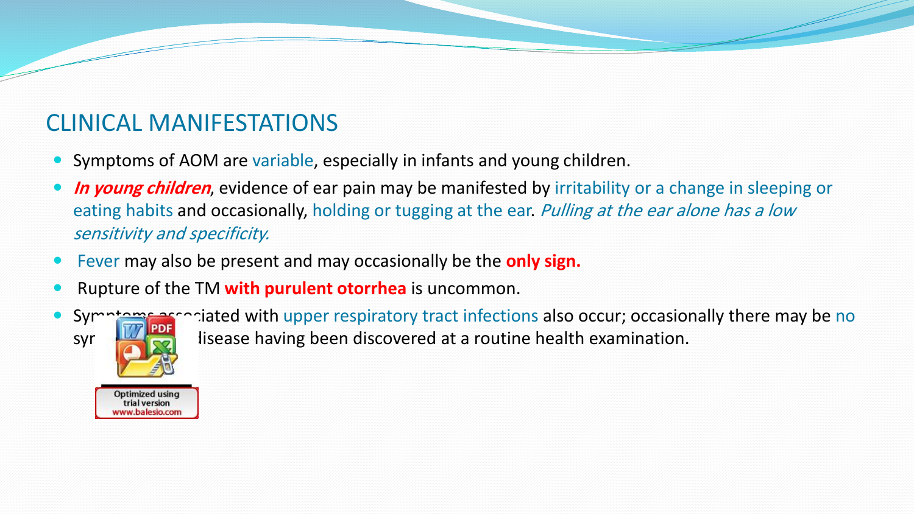## CLINICAL MANIFESTATIONS

- Symptoms of AOM are variable, especially in infants and young children.
- ***In young children***, evidence of ear pain may be manifested by irritability or a change in sleeping or eating habits and occasionally, holding or tugging at the ear. *Pulling at the ear alone has a low sensitivity and specificity.*
- Fever may also be present and may occasionally be the **only sign.**
- Rupture of the TM **with purulent otorrhea** is uncommon.
- Symptoms associated with upper respiratory tract infections also occur; occasionally there may be no symptoms, the disease having been discovered at a routine health examination.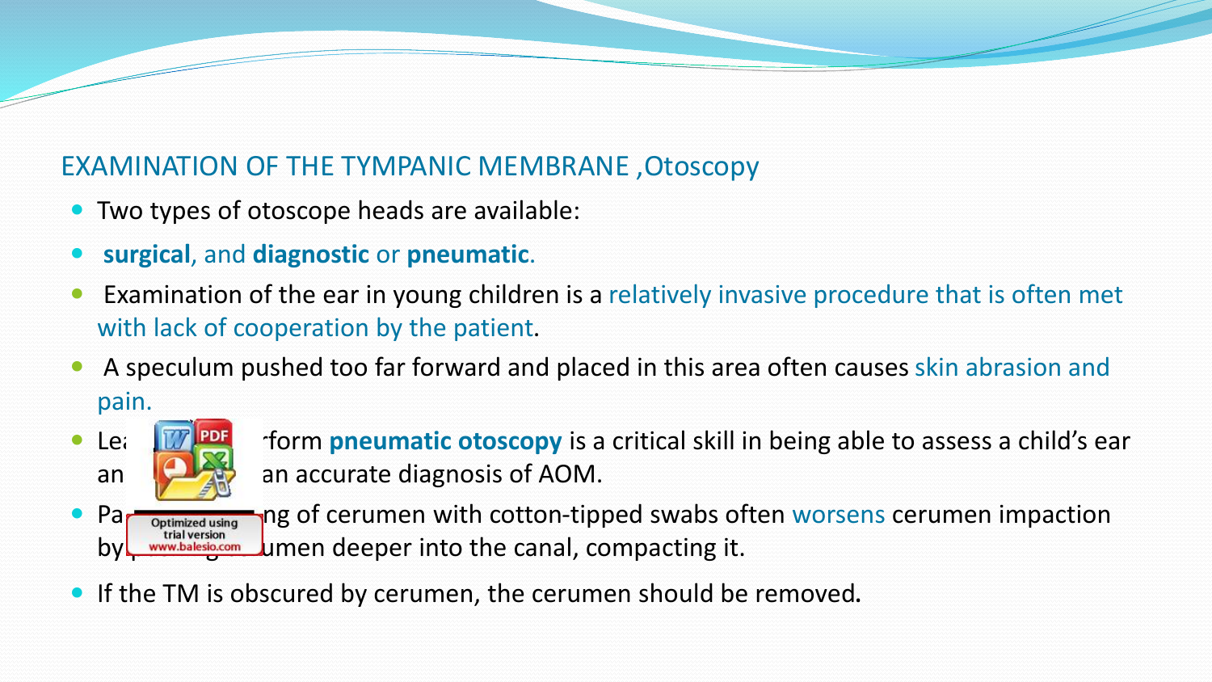## EXAMINATION OF THE TYMPANIC MEMBRANE ,Otoscopy

- Two types of otoscope heads are available:
- **surgical**, and **diagnostic** or **pneumatic**.
- Examination of the ear in young children is a relatively invasive procedure that is often met with lack of cooperation by the patient.
- A speculum pushed too far forward and placed in this area often causes skin abrasion and pain.
- Lea rform **pneumatic otoscopy** is a critical skill in being able to assess a child's ear an an accurate diagnosis of AOM.
- Pa ng of cerumen with cotton-tipped swabs often worsens cerumen impaction by umen deeper into the canal, compacting it.
- If the TM is obscured by cerumen, the cerumen should be removed.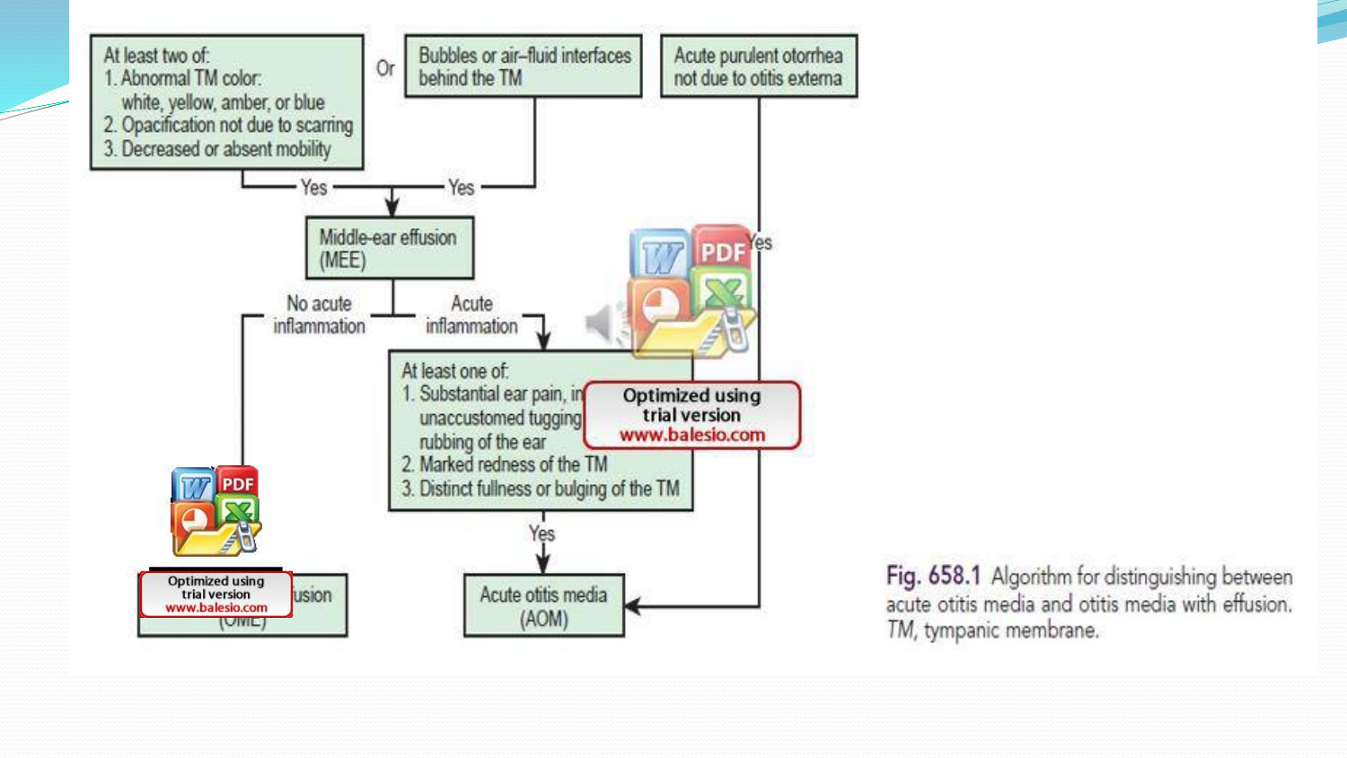At least two of:
1. Abnormal TM color: white, yellow, amber, or blue
2. Opacification not due to scarring
3. Decreased or absent mobility

Or

Bubbles or air–fluid interfaces behind the TM

Acute purulent otorrhea not due to otitis externa

Yes → Middle-ear effusion (MEE) ← Yes

Middle-ear effusion (MEE):
- No acute inflammation → Otitis media with effusion (OME)
- Acute inflammation → At least one of:
  1. Substantial ear pain, including unaccustomed tugging or rubbing of the ear
  2. Marked redness of the TM
  3. Distinct fullness or bulging of the TM

Yes → Acute otitis media (AOM)

Acute purulent otorrhea not due to otitis externa — Yes → Acute otitis media (AOM)

Fig. 658.1 Algorithm for distinguishing between acute otitis media and otitis media with effusion. *TM*, tympanic membrane.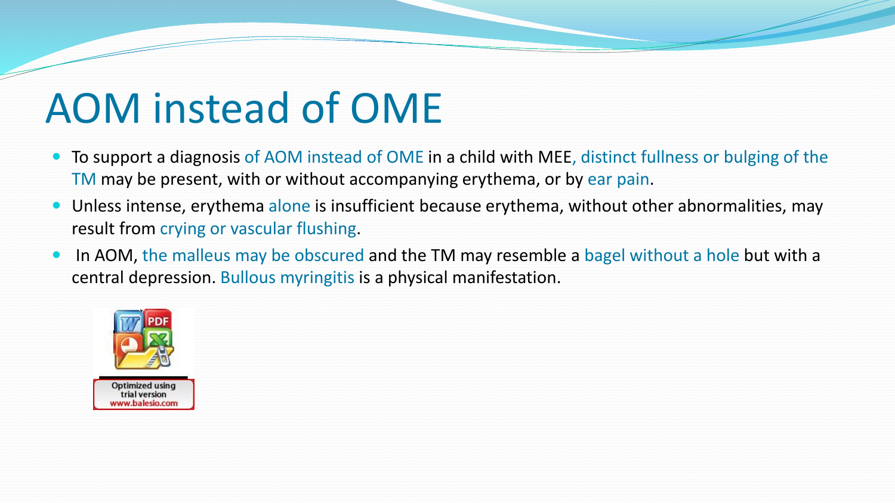# AOM instead of OME

- To support a diagnosis of AOM instead of OME in a child with MEE, distinct fullness or bulging of the TM may be present, with or without accompanying erythema, or by ear pain.
- Unless intense, erythema alone is insufficient because erythema, without other abnormalities, may result from crying or vascular flushing.
- In AOM, the malleus may be obscured and the TM may resemble a bagel without a hole but with a central depression. Bullous myringitis is a physical manifestation.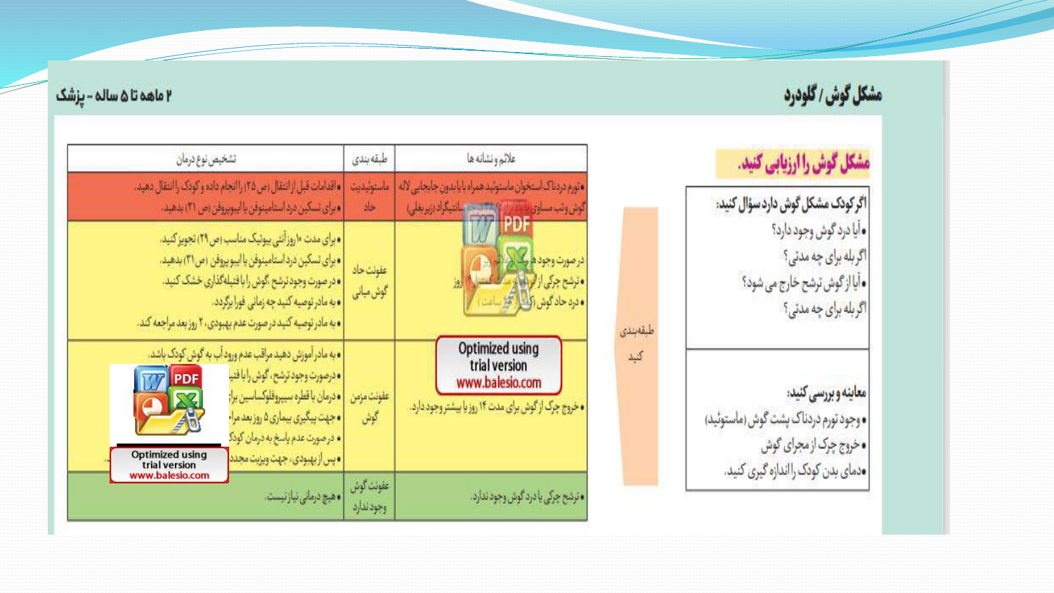# مشکل گوش / گلودرد

## ۲ ماهه تا ۵ ساله - پزشک

### مشکل گوش را ارزیابی کنید.

**اگر کودک مشکل گوش دارد سؤال کنید:**

- آیا درد گوش وجود دارد؟
  اگر بله برای چه مدتی؟
- آیا از گوش ترشح خارج می شود؟
  اگر بله برای چه مدتی؟

**معاینه و بررسی کنید:**

- وجود تورم دردناک پشت گوش (ماستوئید)
- خروج چرک از مجرای گوش
- دمای بدن کودک را اندازه گیری کنید.

**طبقه‌بندی کنید**

| علائم و نشانه ها | طبقه بندی | تشخیص نوع درمان |
| --- | --- | --- |
| • تورم دردناک استخوان ماستوئید همراه با یا بدون جابجایی لاله گوش وتب مساوی یا بالاتر ... سانتیگراد (زیربغلی) | ماستوئیدیت حاد | • اقدامات قبل از انتقال (ص ۲۵) را انجام داده و کودک را انتقال دهید. • برای تسکین درد استامینوفن یا ایبوپروفن (ص ۳۱) بدهید. |
| در صورت وجود ... • ترشح چرکی از ... روز • درد حاد گوش (... ساعت) | عفونت حاد گوش میانی | • برای مدت ۱۰ روز آنتی بیوتیک مناسب (ص ۲۹) تجویز کنید. • برای تسکین درد استامینوفن یا ایبوپروفن (ص ۳۱) بدهید. • درصورت وجود ترشح ،گوش را با فتیله‌گذاری خشک کنید. • به مادر توصیه کنید چه زمانی فورا برگردد. • به مادر توصیه کنید در صورت عدم بهبودی، ۲ روز بعد مراجعه کند. |
| • خروج چرک از گوش برای مدت ۱۴ روز یا بیشتر وجود دارد. | عفونت مزمن گوش | • به مادر آموزش دهید مراقب عدم ورود آب به گوش کودک باشد. • درصورت وجود ترشح، گوش را با فتیله ... • درمان با قطره سیپروفلوکساسین برا... • جهت پیگیری بیماری ۵ روز بعد مرا... • در صورت عدم پاسخ به درمان کودک ... • پس از بهبودی، جهت ویزیت مجدد ... |
| • ترشح چرکی یا درد گوش وجود ندارد. | عفونت گوش وجود ندارد | • هیچ درمانی نیاز نیست. |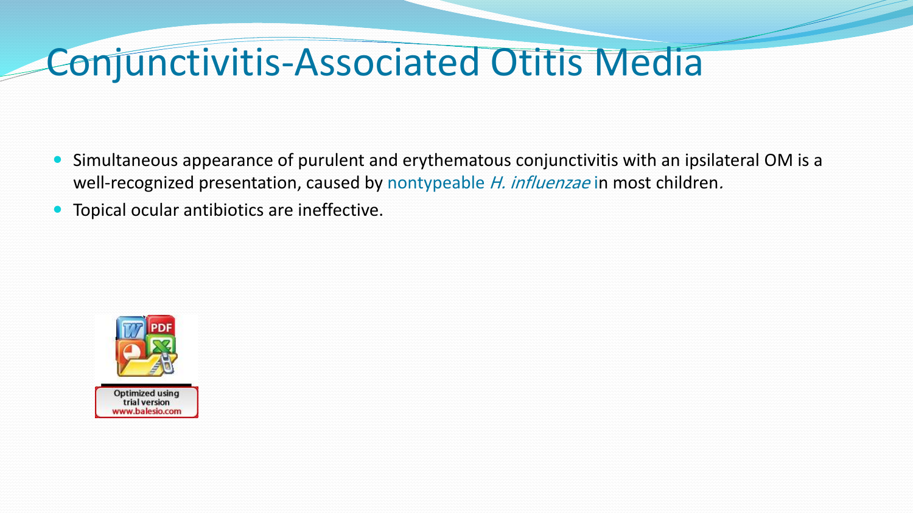# Conjunctivitis-Associated Otitis Media

- Simultaneous appearance of purulent and erythematous conjunctivitis with an ipsilateral OM is a well-recognized presentation, caused by nontypeable *H. influenzae* in most children.
- Topical ocular antibiotics are ineffective.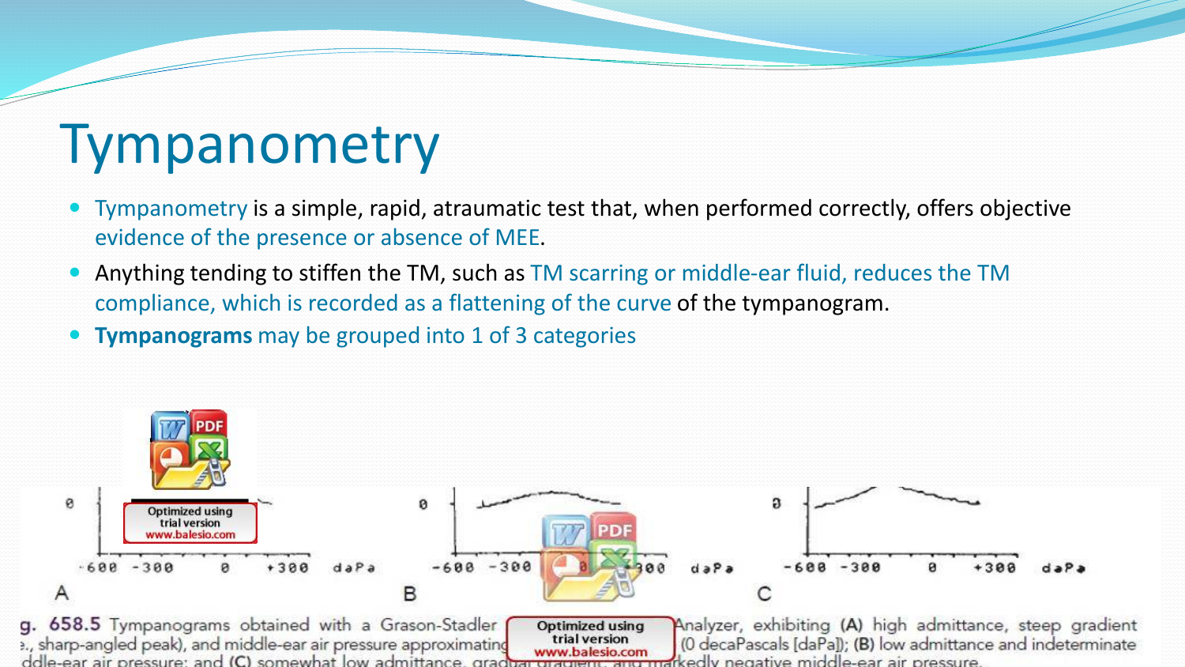# Tympanometry

- Tympanometry is a simple, rapid, atraumatic test that, when performed correctly, offers objective evidence of the presence or absence of MEE.
- Anything tending to stiffen the TM, such as TM scarring or middle-ear fluid, reduces the TM compliance, which is recorded as a flattening of the curve of the tympanogram.
- **Tympanograms** may be grouped into 1 of 3 categories

g. 658.5 Tympanograms obtained with a Grason-Stadler ... Analyzer, exhibiting **(A)** high admittance, steep gradient ..., sharp-angled peak), and middle-ear air pressure approximating ... (0 decaPascals [daPa]); **(B)** low admittance and indeterminate ...ddle-ear air pressure; and **(C)** somewhat low admittance, gradual gradient, and markedly negative middle-ear air pressure.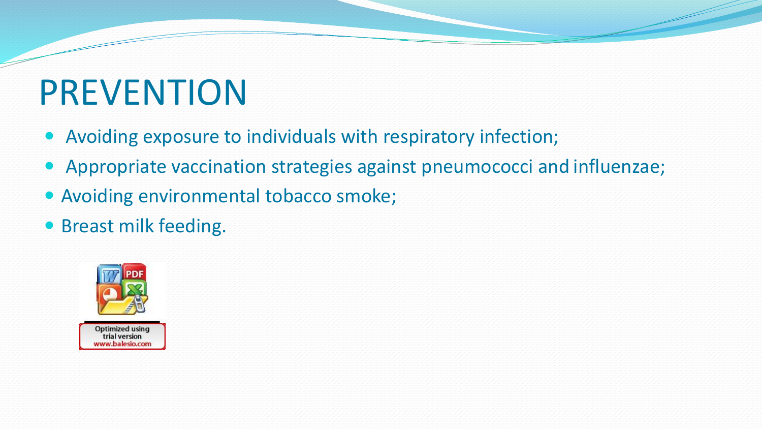# PREVENTION

- Avoiding exposure to individuals with respiratory infection;
- Appropriate vaccination strategies against pneumococci and influenzae;
- Avoiding environmental tobacco smoke;
- Breast milk feeding.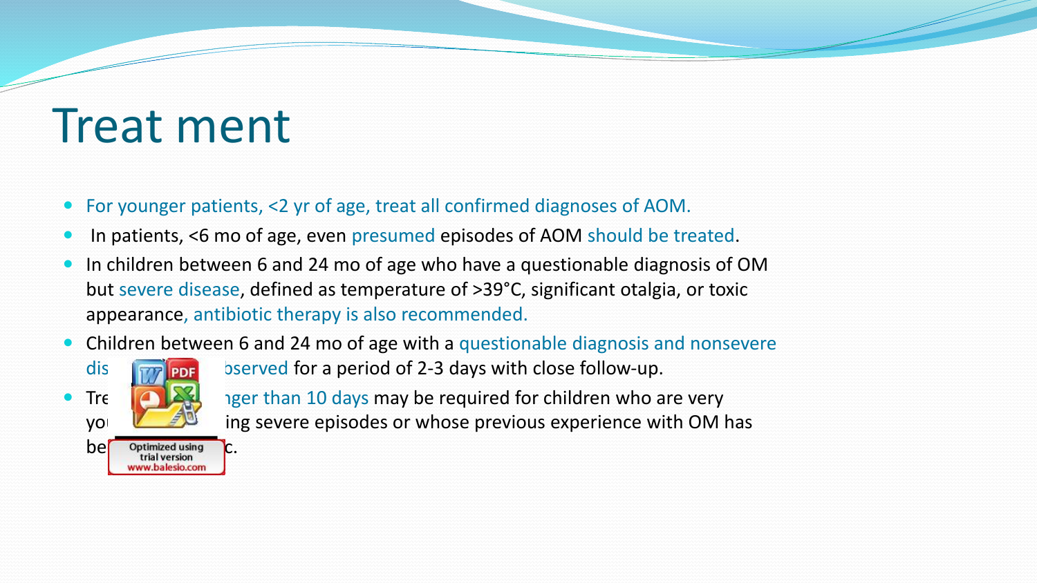# Treat ment

- For younger patients, <2 yr of age, treat all confirmed diagnoses of AOM.
- In patients, <6 mo of age, even presumed episodes of AOM should be treated.
- In children between 6 and 24 mo of age who have a questionable diagnosis of OM but severe disease, defined as temperature of >39°C, significant otalgia, or toxic appearance, antibiotic therapy is also recommended.
- Children between 6 and 24 mo of age with a questionable diagnosis and nonsevere dis… observed for a period of 2-3 days with close follow-up.
- Tre… nger than 10 days may be required for children who are very yo… ing severe episodes or whose previous experience with OM has be… c.

Optimized using trial version www.balesio.com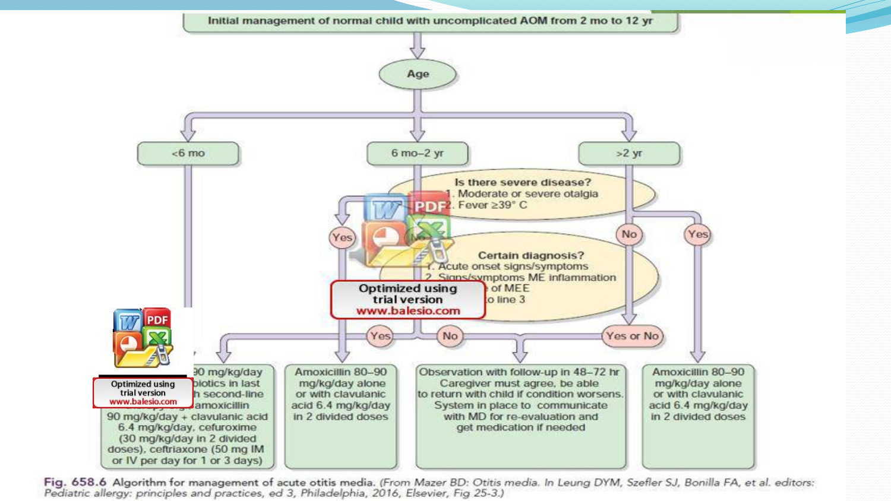Initial management of normal child with uncomplicated AOM from 2 mo to 12 yr

Age

- <6 mo
- 6 mo–2 yr
- >2 yr

Is there severe disease?
1. Moderate or severe otalgia
2. Fever ≥39° C

Certain diagnosis?
1. Acute onset signs/symptoms
2. Signs/symptoms ME inflammation
3. ...e of MEE
...o line 3

Yes / No / Yes or No / Yes

...90 mg/kg/day ...biotics in last ...h second-line ...amoxicillin 90 mg/kg/day + clavulanic acid 6.4 mg/kg/day, cefuroxime (30 mg/kg/day in 2 divided doses), ceftriaxone (50 mg IM or IV per day for 1 or 3 days)

Amoxicillin 80–90 mg/kg/day alone or with clavulanic acid 6.4 mg/kg/day in 2 divided doses

Observation with follow-up in 48–72 hr
Caregiver must agree, be able to return with child if condition worsens.
System in place to communicate with MD for re-evaluation and get medication if needed

Amoxicillin 80–90 mg/kg/day alone or with clavulanic acid 6.4 mg/kg/day in 2 divided doses

**Fig. 658.6** Algorithm for management of acute otitis media. *(From Mazer BD: Otitis media. In Leung DYM, Szefler SJ, Bonilla FA, et al. editors: Pediatric allergy: principles and practices, ed 3, Philadelphia, 2016, Elsevier, Fig 25-3.)*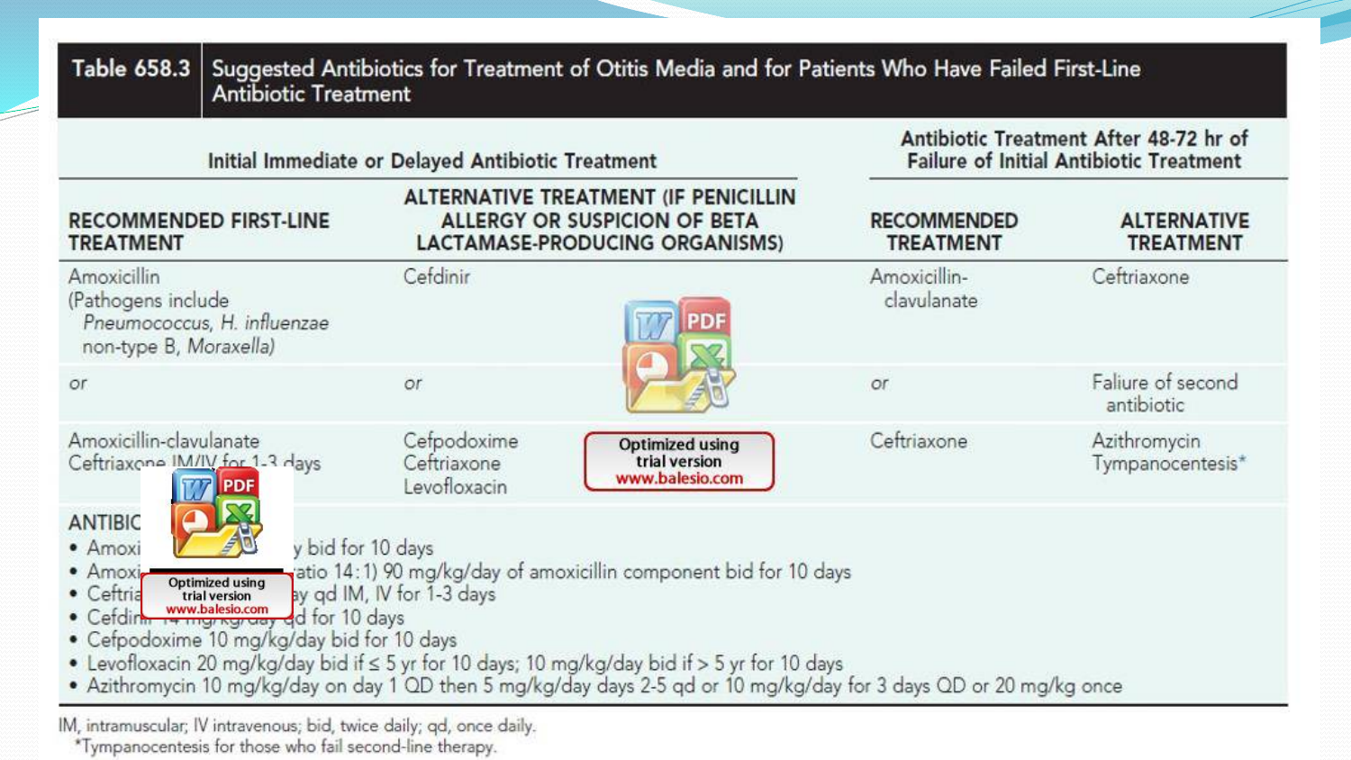**Table 658.3** Suggested Antibiotics for Treatment of Otitis Media and for Patients Who Have Failed First-Line Antibiotic Treatment

| Initial Immediate or Delayed Antibiotic Treatment | | Antibiotic Treatment After 48-72 hr of Failure of Initial Antibiotic Treatment | |
|---|---|---|---|
| **RECOMMENDED FIRST-LINE TREATMENT** | **ALTERNATIVE TREATMENT (IF PENICILLIN ALLERGY OR SUSPICION OF BETA LACTAMASE-PRODUCING ORGANISMS)** | **RECOMMENDED TREATMENT** | **ALTERNATIVE TREATMENT** |
| Amoxicillin (Pathogens include *Pneumococcus, H. influenzae* non-type B, *Moraxella*) | Cefdinir | Amoxicillin-clavulanate | Ceftriaxone |
| *or* | *or* | *or* | Faliure of second antibiotic |
| Amoxicillin-clavulanate<br>Ceftriaxone IM/IV for 1-3 days | Cefpodoxime<br>Ceftriaxone<br>Levofloxacin | Ceftriaxone | Azithromycin<br>Tympanocentesis* |

**ANTIBIC**

- Amoxi... y bid for 10 days
- Amoxi... atio 14:1) 90 mg/kg/day of amoxicillin component bid for 10 days
- Ceftria... y qd IM, IV for 1-3 days
- Cefdinir 14 mg/kg/day qd for 10 days
- Cefpodoxime 10 mg/kg/day bid for 10 days
- Levofloxacin 20 mg/kg/day bid if ≤ 5 yr for 10 days; 10 mg/kg/day bid if > 5 yr for 10 days
- Azithromycin 10 mg/kg/day on day 1 QD then 5 mg/kg/day days 2-5 qd or 10 mg/kg/day for 3 days QD or 20 mg/kg once

IM, intramuscular; IV intravenous; bid, twice daily; qd, once daily.
*Tympanocentesis for those who fail second-line therapy.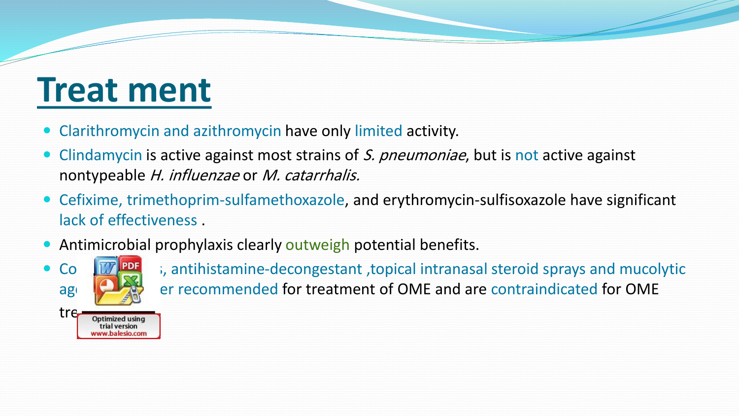# Treat ment

- Clarithromycin and azithromycin have only limited activity.
- Clindamycin is active against most strains of *S. pneumoniae*, but is not active against nontypeable *H. influenzae* or *M. catarrhalis.*
- Cefixime, trimethoprim-sulfamethoxazole, and erythromycin-sulfisoxazole have significant lack of effectiveness .
- Antimicrobial prophylaxis clearly outweigh potential benefits.
- Co ..., antihistamine-decongestant ,topical intranasal steroid sprays and mucolytic ag... er recommended for treatment of OME and are contraindicated for OME tre...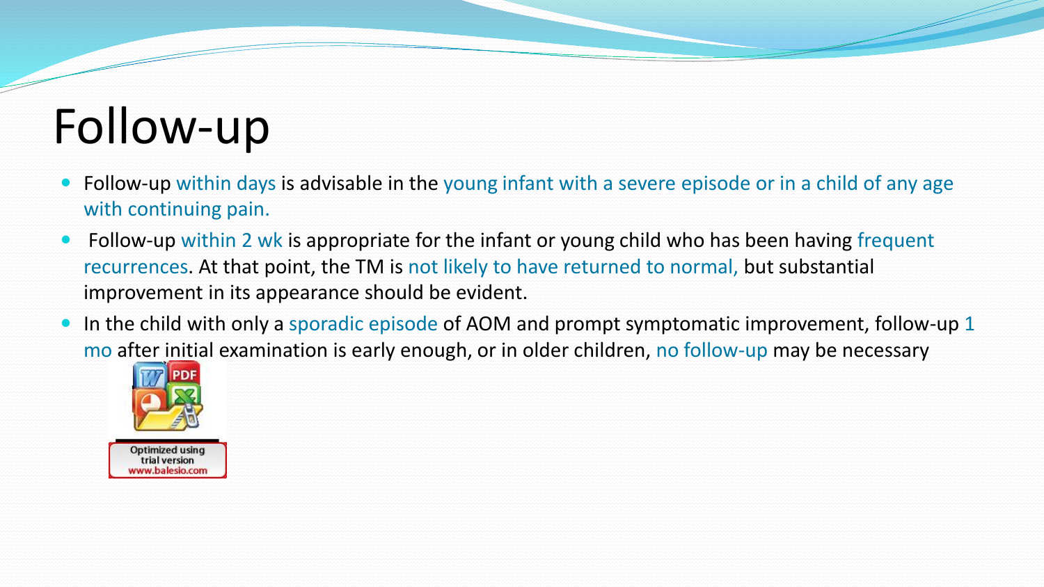# Follow-up

- Follow-up within days is advisable in the young infant with a severe episode or in a child of any age with continuing pain.
- Follow-up within 2 wk is appropriate for the infant or young child who has been having frequent recurrences. At that point, the TM is not likely to have returned to normal, but substantial improvement in its appearance should be evident.
- In the child with only a sporadic episode of AOM and prompt symptomatic improvement, follow-up 1 mo after initial examination is early enough, or in older children, no follow-up may be necessary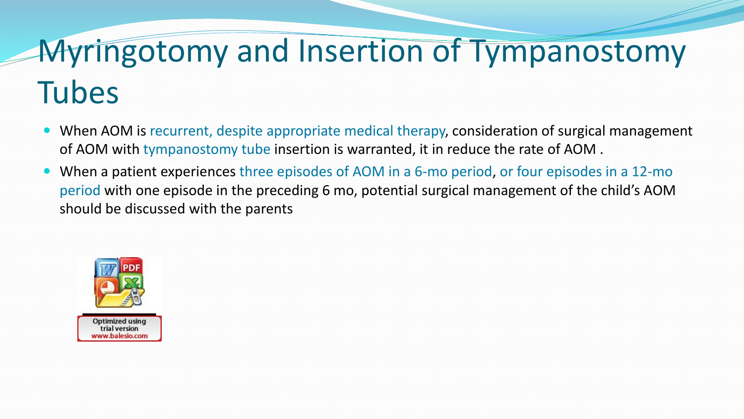# Myringotomy and Insertion of Tympanostomy Tubes

- When AOM is recurrent, despite appropriate medical therapy, consideration of surgical management of AOM with tympanostomy tube insertion is warranted, it in reduce the rate of AOM .
- When a patient experiences three episodes of AOM in a 6-mo period, or four episodes in a 12-mo period with one episode in the preceding 6 mo, potential surgical management of the child's AOM should be discussed with the parents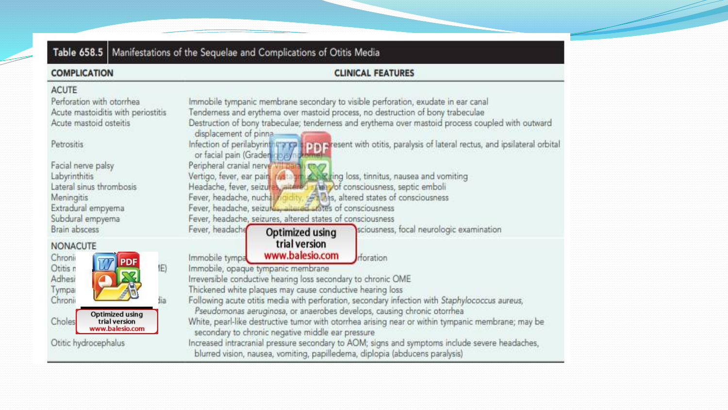**Table 658.5** Manifestations of the Sequelae and Complications of Otitis Media

| COMPLICATION | CLINICAL FEATURES |
|---|---|
| **ACUTE** | |
| Perforation with otorrhea | Immobile tympanic membrane secondary to visible perforation, exudate in ear canal |
| Acute mastoiditis with periostitis | Tenderness and erythema over mastoid process, no destruction of bony trabeculae |
| Acute mastoid osteitis | Destruction of bony trabeculae; tenderness and erythema over mastoid process coupled with outward displacement of pinna |
| Petrositis | Infection of perilabyrinthine cells present with otitis, paralysis of lateral rectus, and ipsilateral orbital or facial pain (Gradenigo syndrome) |
| Facial nerve palsy | Peripheral cranial nerve VII paralysis |
| Labyrinthitis | Vertigo, fever, ear pain, nystagmus, hearing loss, tinnitus, nausea and vomiting |
| Lateral sinus thrombosis | Headache, fever, seizures, altered states of consciousness, septic emboli |
| Meningitis | Fever, headache, nuchal rigidity, seizures, altered states of consciousness |
| Extradural empyema | Fever, headache, seizures, altered states of consciousness |
| Subdural empyema | Fever, headache, seizures, altered states of consciousness |
| Brain abscess | Fever, headache, seizures, altered states of consciousness, focal neurologic examination |
| **NONACUTE** | |
| Chronic perforation | Immobile tympanic membrane secondary to visible perforation |
| Otitis media with effusion (OME) | Immobile, opaque tympanic membrane |
| Adhesive otitis media | Irreversible conductive hearing loss secondary to chronic OME |
| Tympanosclerosis | Thickened white plaques may cause conductive hearing loss |
| Chronic suppurative otitis media | Following acute otitis media with perforation, secondary infection with *Staphylococcus aureus*, *Pseudomonas aeruginosa*, or anaerobes develops, causing chronic otorrhea |
| Cholesteatoma | White, pearl-like destructive tumor with otorrhea arising near or within tympanic membrane; may be secondary to chronic negative middle ear pressure |
| Otitic hydrocephalus | Increased intracranial pressure secondary to AOM; signs and symptoms include severe headaches, blurred vision, nausea, vomiting, papilledema, diplopia (abducens paralysis) |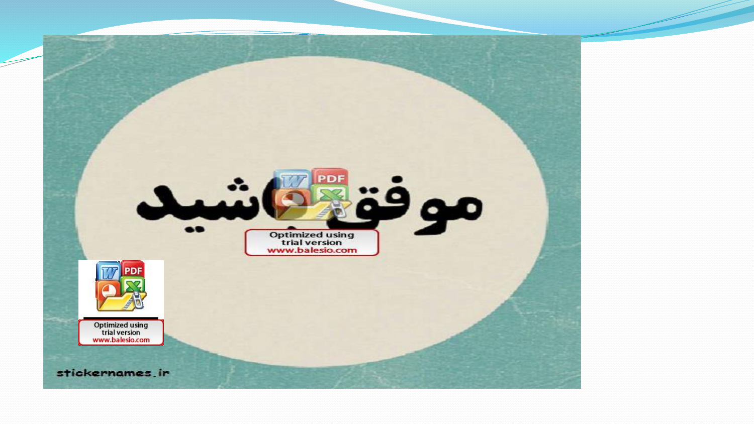موفق باشید

Optimized using trial version www.balesio.com

Optimized using trial version www.balesio.com

stickernames.ir